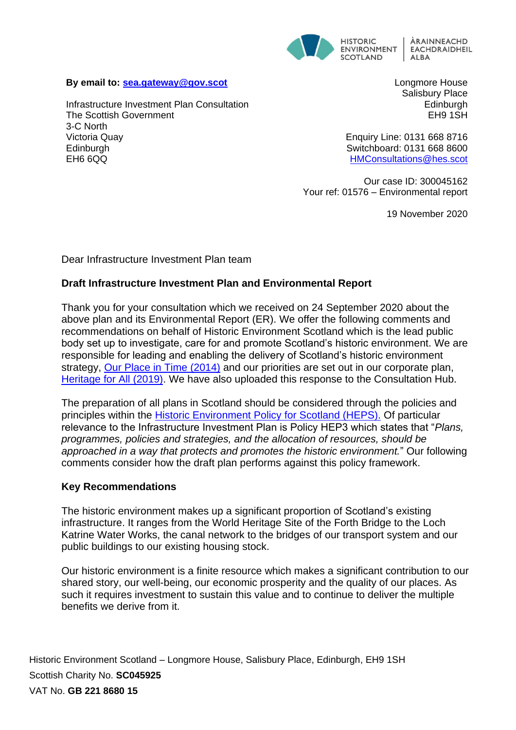HISTORIC ENVIRONMENT SCOTLAND | ÀRAINNEACHD EACHDRAIDHEIL ALBA

**By email to: [sea.gateway@gov.scot](mailto:sea.gateway@gov.scot)**

Infrastructure Investment Plan Consultation
The Scottish Government
3-C North
Victoria Quay
Edinburgh
EH6 6QQ

Longmore House
Salisbury Place
Edinburgh
EH9 1SH

Enquiry Line: 0131 668 8716
Switchboard: 0131 668 8600
[HMConsultations@hes.scot](mailto:HMConsultations@hes.scot)

Our case ID: 300045162
Your ref: 01576 – Environmental report

19 November 2020

Dear Infrastructure Investment Plan team

**Draft Infrastructure Investment Plan and Environmental Report**

Thank you for your consultation which we received on 24 September 2020 about the above plan and its Environmental Report (ER). We offer the following comments and recommendations on behalf of Historic Environment Scotland which is the lead public body set up to investigate, care for and promote Scotland's historic environment. We are responsible for leading and enabling the delivery of Scotland's historic environment strategy, [Our Place in Time (2014)](#) and our priorities are set out in our corporate plan, [Heritage for All (2019)](#). We have also uploaded this response to the Consultation Hub.

The preparation of all plans in Scotland should be considered through the policies and principles within the [Historic Environment Policy for Scotland (HEPS).](#) Of particular relevance to the Infrastructure Investment Plan is Policy HEP3 which states that "*Plans, programmes, policies and strategies, and the allocation of resources, should be approached in a way that protects and promotes the historic environment.*" Our following comments consider how the draft plan performs against this policy framework.

**Key Recommendations**

The historic environment makes up a significant proportion of Scotland's existing infrastructure. It ranges from the World Heritage Site of the Forth Bridge to the Loch Katrine Water Works, the canal network to the bridges of our transport system and our public buildings to our existing housing stock.

Our historic environment is a finite resource which makes a significant contribution to our shared story, our well-being, our economic prosperity and the quality of our places. As such it requires investment to sustain this value and to continue to deliver the multiple benefits we derive from it.

Historic Environment Scotland – Longmore House, Salisbury Place, Edinburgh, EH9 1SH
Scottish Charity No. **SC045925**
VAT No. **GB 221 8680 15**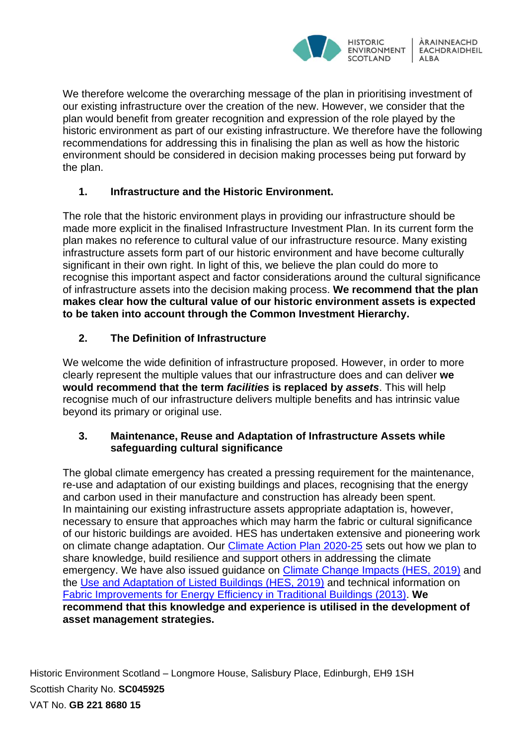We therefore welcome the overarching message of the plan in prioritising investment of our existing infrastructure over the creation of the new. However, we consider that the plan would benefit from greater recognition and expression of the role played by the historic environment as part of our existing infrastructure. We therefore have the following recommendations for addressing this in finalising the plan as well as how the historic environment should be considered in decision making processes being put forward by the plan.

## 1. Infrastructure and the Historic Environment.

The role that the historic environment plays in providing our infrastructure should be made more explicit in the finalised Infrastructure Investment Plan. In its current form the plan makes no reference to cultural value of our infrastructure resource. Many existing infrastructure assets form part of our historic environment and have become culturally significant in their own right. In light of this, we believe the plan could do more to recognise this important aspect and factor considerations around the cultural significance of infrastructure assets into the decision making process. **We recommend that the plan makes clear how the cultural value of our historic environment assets is expected to be taken into account through the Common Investment Hierarchy.**

## 2. The Definition of Infrastructure

We welcome the wide definition of infrastructure proposed. However, in order to more clearly represent the multiple values that our infrastructure does and can deliver **we would recommend that the term *facilities* is replaced by *assets***. This will help recognise much of our infrastructure delivers multiple benefits and has intrinsic value beyond its primary or original use.

## 3. Maintenance, Reuse and Adaptation of Infrastructure Assets while safeguarding cultural significance

The global climate emergency has created a pressing requirement for the maintenance, re-use and adaptation of our existing buildings and places, recognising that the energy and carbon used in their manufacture and construction has already been spent.
In maintaining our existing infrastructure assets appropriate adaptation is, however, necessary to ensure that approaches which may harm the fabric or cultural significance of our historic buildings are avoided. HES has undertaken extensive and pioneering work on climate change adaptation. Our Climate Action Plan 2020-25 sets out how we plan to share knowledge, build resilience and support others in addressing the climate emergency. We have also issued guidance on Climate Change Impacts (HES, 2019) and the Use and Adaptation of Listed Buildings (HES, 2019) and technical information on Fabric Improvements for Energy Efficiency in Traditional Buildings (2013). **We recommend that this knowledge and experience is utilised in the development of asset management strategies.**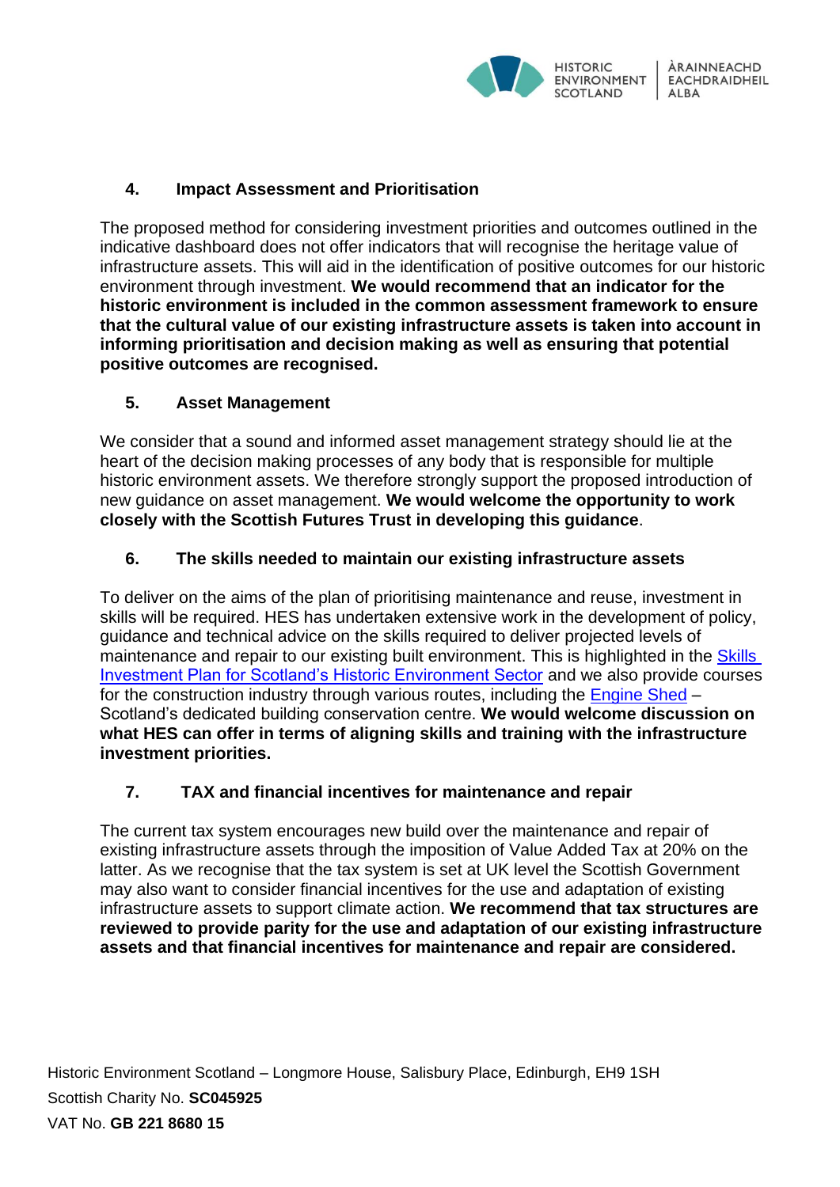## 4. Impact Assessment and Prioritisation

The proposed method for considering investment priorities and outcomes outlined in the indicative dashboard does not offer indicators that will recognise the heritage value of infrastructure assets. This will aid in the identification of positive outcomes for our historic environment through investment. **We would recommend that an indicator for the historic environment is included in the common assessment framework to ensure that the cultural value of our existing infrastructure assets is taken into account in informing prioritisation and decision making as well as ensuring that potential positive outcomes are recognised.**

## 5. Asset Management

We consider that a sound and informed asset management strategy should lie at the heart of the decision making processes of any body that is responsible for multiple historic environment assets. We therefore strongly support the proposed introduction of new guidance on asset management. **We would welcome the opportunity to work closely with the Scottish Futures Trust in developing this guidance**.

## 6. The skills needed to maintain our existing infrastructure assets

To deliver on the aims of the plan of prioritising maintenance and reuse, investment in skills will be required. HES has undertaken extensive work in the development of policy, guidance and technical advice on the skills required to deliver projected levels of maintenance and repair to our existing built environment. This is highlighted in the Skills Investment Plan for Scotland's Historic Environment Sector and we also provide courses for the construction industry through various routes, including the Engine Shed – Scotland's dedicated building conservation centre. **We would welcome discussion on what HES can offer in terms of aligning skills and training with the infrastructure investment priorities.**

## 7. TAX and financial incentives for maintenance and repair

The current tax system encourages new build over the maintenance and repair of existing infrastructure assets through the imposition of Value Added Tax at 20% on the latter. As we recognise that the tax system is set at UK level the Scottish Government may also want to consider financial incentives for the use and adaptation of existing infrastructure assets to support climate action. **We recommend that tax structures are reviewed to provide parity for the use and adaptation of our existing infrastructure assets and that financial incentives for maintenance and repair are considered.**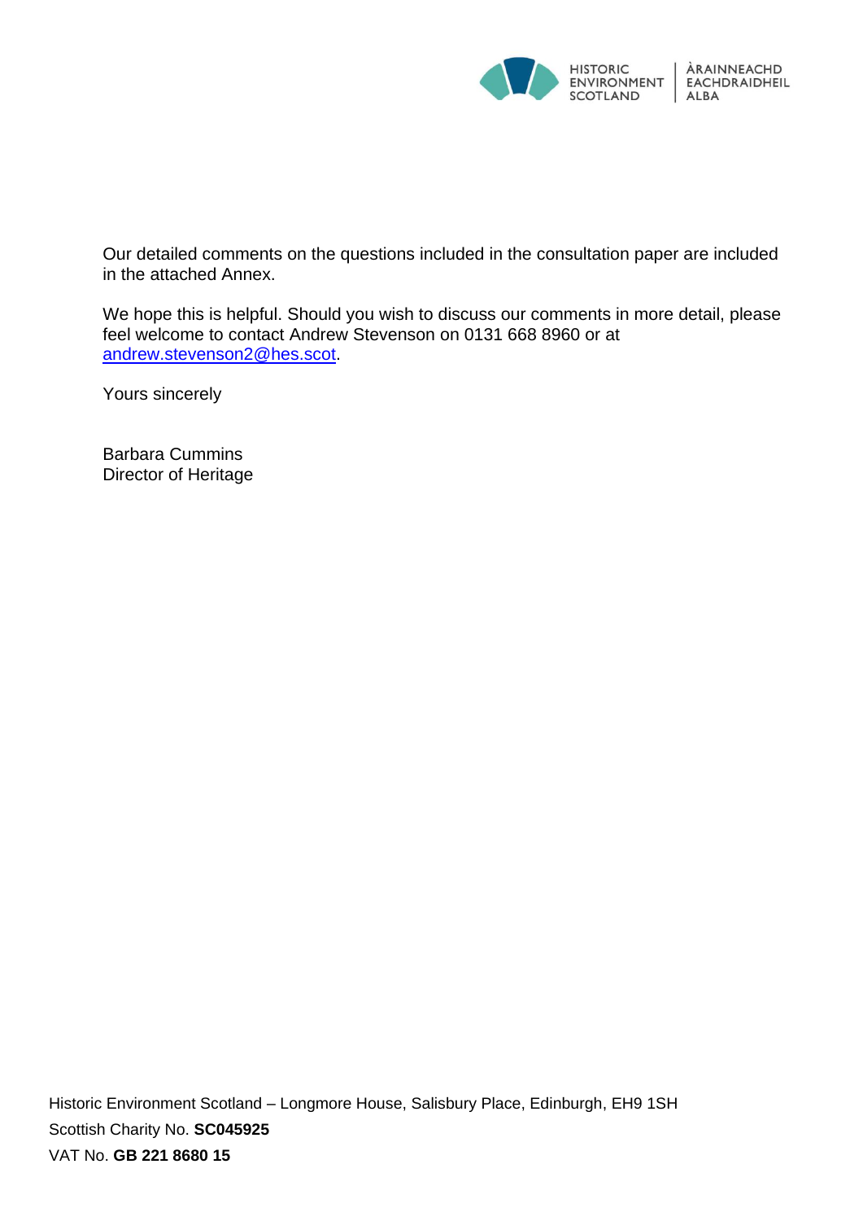Our detailed comments on the questions included in the consultation paper are included in the attached Annex.

We hope this is helpful. Should you wish to discuss our comments in more detail, please feel welcome to contact Andrew Stevenson on 0131 668 8960 or at andrew.stevenson2@hes.scot.

Yours sincerely

Barbara Cummins
Director of Heritage

Historic Environment Scotland – Longmore House, Salisbury Place, Edinburgh, EH9 1SH
Scottish Charity No. **SC045925**
VAT No. **GB 221 8680 15**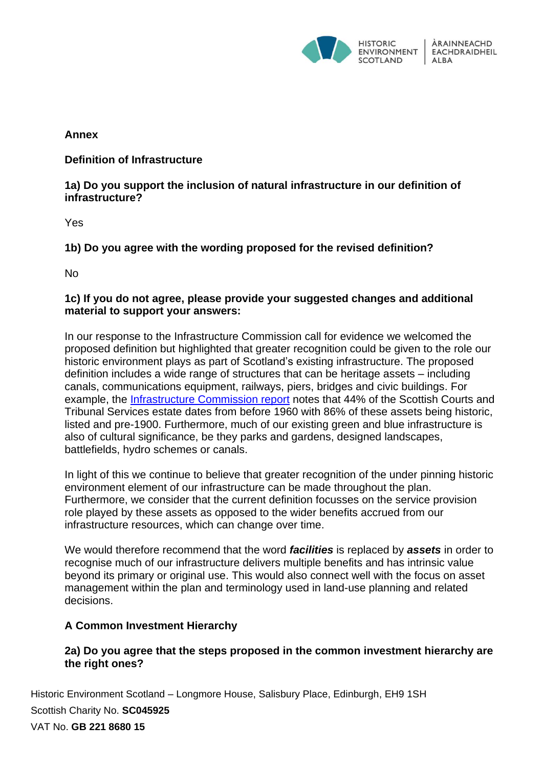**Annex**

**Definition of Infrastructure**

**1a) Do you support the inclusion of natural infrastructure in our definition of infrastructure?**

Yes

**1b) Do you agree with the wording proposed for the revised definition?**

No

**1c) If you do not agree, please provide your suggested changes and additional material to support your answers:**

In our response to the Infrastructure Commission call for evidence we welcomed the proposed definition but highlighted that greater recognition could be given to the role our historic environment plays as part of Scotland's existing infrastructure. The proposed definition includes a wide range of structures that can be heritage assets – including canals, communications equipment, railways, piers, bridges and civic buildings. For example, the [Infrastructure Commission report](Infrastructure Commission report) notes that 44% of the Scottish Courts and Tribunal Services estate dates from before 1960 with 86% of these assets being historic, listed and pre-1900. Furthermore, much of our existing green and blue infrastructure is also of cultural significance, be they parks and gardens, designed landscapes, battlefields, hydro schemes or canals.

In light of this we continue to believe that greater recognition of the under pinning historic environment element of our infrastructure can be made throughout the plan. Furthermore, we consider that the current definition focusses on the service provision role played by these assets as opposed to the wider benefits accrued from our infrastructure resources, which can change over time.

We would therefore recommend that the word ***facilities*** is replaced by ***assets*** in order to recognise much of our infrastructure delivers multiple benefits and has intrinsic value beyond its primary or original use. This would also connect well with the focus on asset management within the plan and terminology used in land-use planning and related decisions.

**A Common Investment Hierarchy**

**2a) Do you agree that the steps proposed in the common investment hierarchy are the right ones?**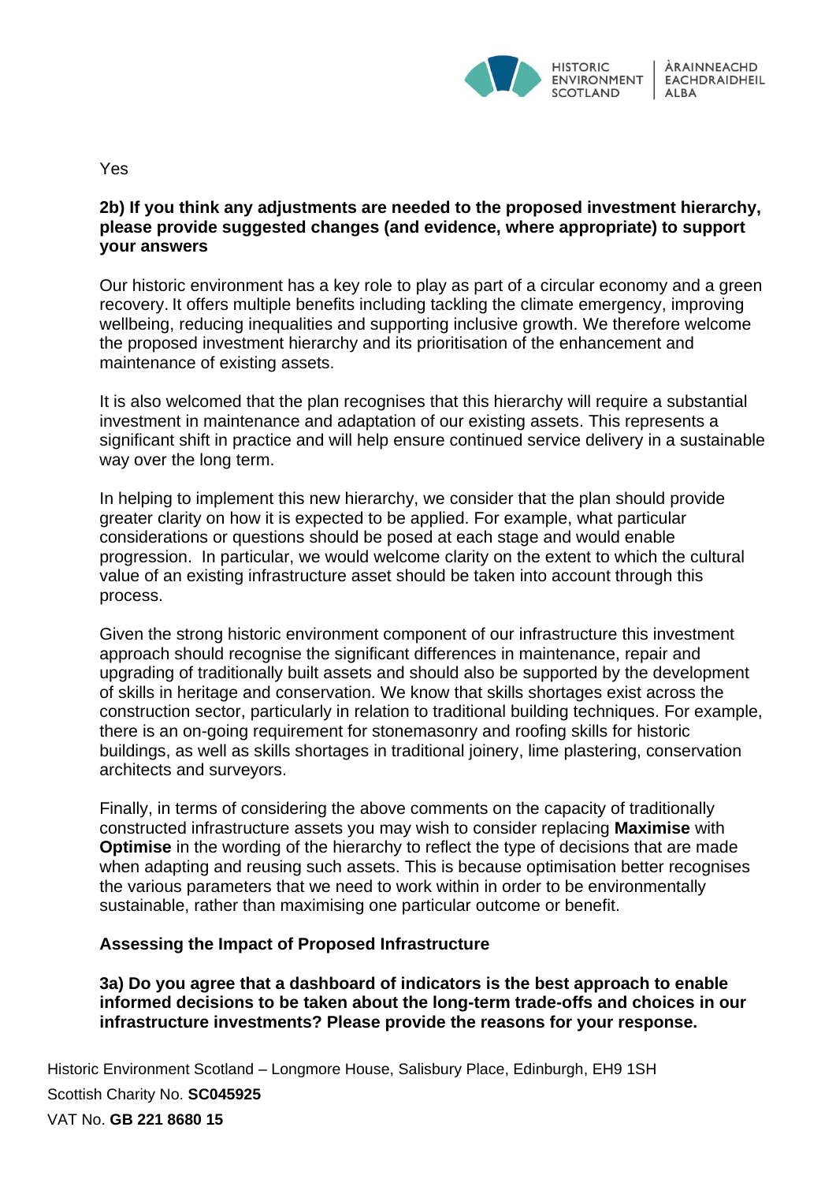Yes

**2b) If you think any adjustments are needed to the proposed investment hierarchy, please provide suggested changes (and evidence, where appropriate) to support your answers**

Our historic environment has a key role to play as part of a circular economy and a green recovery. It offers multiple benefits including tackling the climate emergency, improving wellbeing, reducing inequalities and supporting inclusive growth. We therefore welcome the proposed investment hierarchy and its prioritisation of the enhancement and maintenance of existing assets.

It is also welcomed that the plan recognises that this hierarchy will require a substantial investment in maintenance and adaptation of our existing assets. This represents a significant shift in practice and will help ensure continued service delivery in a sustainable way over the long term.

In helping to implement this new hierarchy, we consider that the plan should provide greater clarity on how it is expected to be applied. For example, what particular considerations or questions should be posed at each stage and would enable progression. In particular, we would welcome clarity on the extent to which the cultural value of an existing infrastructure asset should be taken into account through this process.

Given the strong historic environment component of our infrastructure this investment approach should recognise the significant differences in maintenance, repair and upgrading of traditionally built assets and should also be supported by the development of skills in heritage and conservation. We know that skills shortages exist across the construction sector, particularly in relation to traditional building techniques. For example, there is an on-going requirement for stonemasonry and roofing skills for historic buildings, as well as skills shortages in traditional joinery, lime plastering, conservation architects and surveyors.

Finally, in terms of considering the above comments on the capacity of traditionally constructed infrastructure assets you may wish to consider replacing **Maximise** with **Optimise** in the wording of the hierarchy to reflect the type of decisions that are made when adapting and reusing such assets. This is because optimisation better recognises the various parameters that we need to work within in order to be environmentally sustainable, rather than maximising one particular outcome or benefit.

**Assessing the Impact of Proposed Infrastructure**

**3a) Do you agree that a dashboard of indicators is the best approach to enable informed decisions to be taken about the long-term trade-offs and choices in our infrastructure investments? Please provide the reasons for your response.**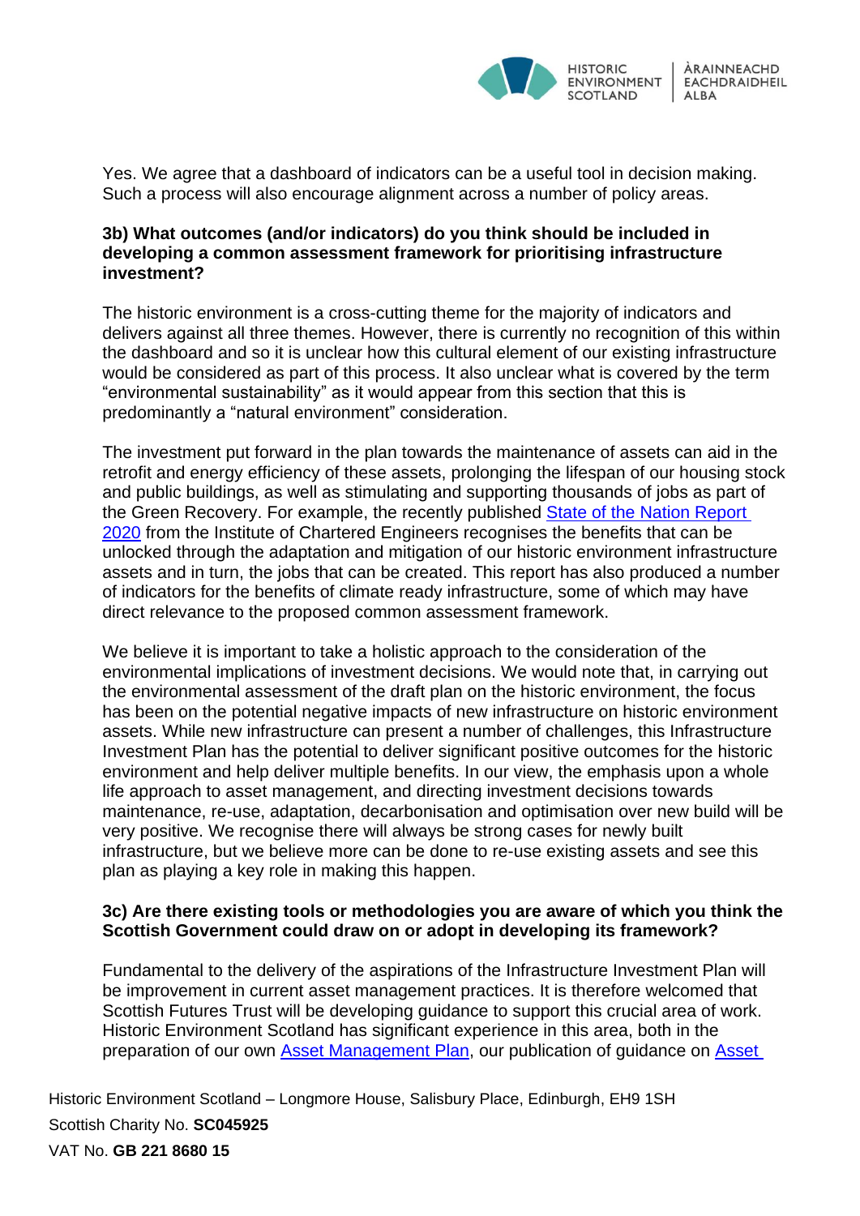Yes. We agree that a dashboard of indicators can be a useful tool in decision making. Such a process will also encourage alignment across a number of policy areas.

**3b) What outcomes (and/or indicators) do you think should be included in developing a common assessment framework for prioritising infrastructure investment?**

The historic environment is a cross-cutting theme for the majority of indicators and delivers against all three themes. However, there is currently no recognition of this within the dashboard and so it is unclear how this cultural element of our existing infrastructure would be considered as part of this process. It also unclear what is covered by the term "environmental sustainability" as it would appear from this section that this is predominantly a "natural environment" consideration.

The investment put forward in the plan towards the maintenance of assets can aid in the retrofit and energy efficiency of these assets, prolonging the lifespan of our housing stock and public buildings, as well as stimulating and supporting thousands of jobs as part of the Green Recovery. For example, the recently published State of the Nation Report 2020 from the Institute of Chartered Engineers recognises the benefits that can be unlocked through the adaptation and mitigation of our historic environment infrastructure assets and in turn, the jobs that can be created. This report has also produced a number of indicators for the benefits of climate ready infrastructure, some of which may have direct relevance to the proposed common assessment framework.

We believe it is important to take a holistic approach to the consideration of the environmental implications of investment decisions. We would note that, in carrying out the environmental assessment of the draft plan on the historic environment, the focus has been on the potential negative impacts of new infrastructure on historic environment assets. While new infrastructure can present a number of challenges, this Infrastructure Investment Plan has the potential to deliver significant positive outcomes for the historic environment and help deliver multiple benefits. In our view, the emphasis upon a whole life approach to asset management, and directing investment decisions towards maintenance, re-use, adaptation, decarbonisation and optimisation over new build will be very positive. We recognise there will always be strong cases for newly built infrastructure, but we believe more can be done to re-use existing assets and see this plan as playing a key role in making this happen.

**3c) Are there existing tools or methodologies you are aware of which you think the Scottish Government could draw on or adopt in developing its framework?**

Fundamental to the delivery of the aspirations of the Infrastructure Investment Plan will be improvement in current asset management practices. It is therefore welcomed that Scottish Futures Trust will be developing guidance to support this crucial area of work. Historic Environment Scotland has significant experience in this area, both in the preparation of our own Asset Management Plan, our publication of guidance on Asset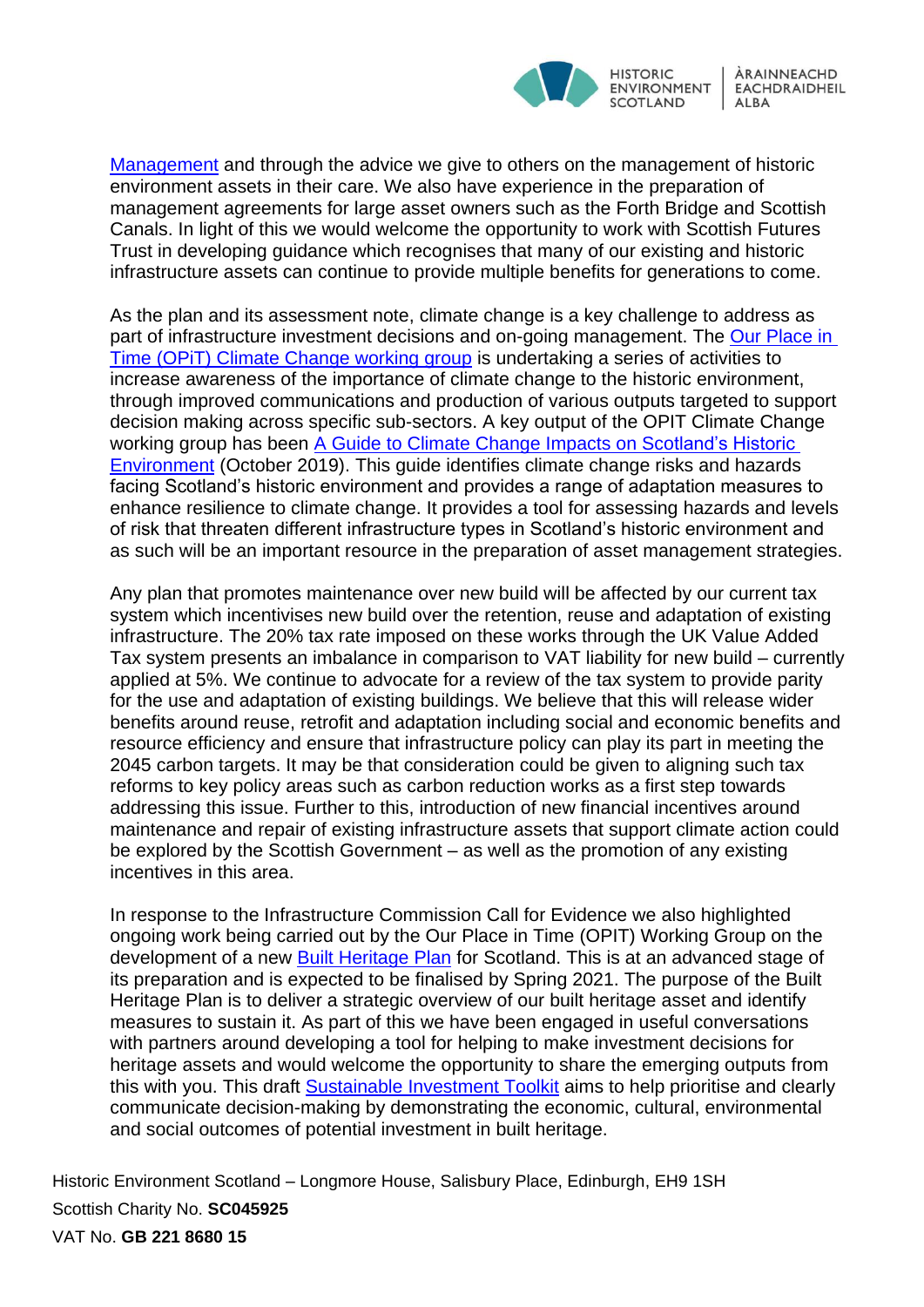Management and through the advice we give to others on the management of historic environment assets in their care. We also have experience in the preparation of management agreements for large asset owners such as the Forth Bridge and Scottish Canals. In light of this we would welcome the opportunity to work with Scottish Futures Trust in developing guidance which recognises that many of our existing and historic infrastructure assets can continue to provide multiple benefits for generations to come.

As the plan and its assessment note, climate change is a key challenge to address as part of infrastructure investment decisions and on-going management. The Our Place in Time (OPiT) Climate Change working group is undertaking a series of activities to increase awareness of the importance of climate change to the historic environment, through improved communications and production of various outputs targeted to support decision making across specific sub-sectors. A key output of the OPIT Climate Change working group has been A Guide to Climate Change Impacts on Scotland's Historic Environment (October 2019). This guide identifies climate change risks and hazards facing Scotland's historic environment and provides a range of adaptation measures to enhance resilience to climate change. It provides a tool for assessing hazards and levels of risk that threaten different infrastructure types in Scotland's historic environment and as such will be an important resource in the preparation of asset management strategies.

Any plan that promotes maintenance over new build will be affected by our current tax system which incentivises new build over the retention, reuse and adaptation of existing infrastructure. The 20% tax rate imposed on these works through the UK Value Added Tax system presents an imbalance in comparison to VAT liability for new build – currently applied at 5%. We continue to advocate for a review of the tax system to provide parity for the use and adaptation of existing buildings. We believe that this will release wider benefits around reuse, retrofit and adaptation including social and economic benefits and resource efficiency and ensure that infrastructure policy can play its part in meeting the 2045 carbon targets. It may be that consideration could be given to aligning such tax reforms to key policy areas such as carbon reduction works as a first step towards addressing this issue. Further to this, introduction of new financial incentives around maintenance and repair of existing infrastructure assets that support climate action could be explored by the Scottish Government – as well as the promotion of any existing incentives in this area.

In response to the Infrastructure Commission Call for Evidence we also highlighted ongoing work being carried out by the Our Place in Time (OPIT) Working Group on the development of a new Built Heritage Plan for Scotland. This is at an advanced stage of its preparation and is expected to be finalised by Spring 2021. The purpose of the Built Heritage Plan is to deliver a strategic overview of our built heritage asset and identify measures to sustain it. As part of this we have been engaged in useful conversations with partners around developing a tool for helping to make investment decisions for heritage assets and would welcome the opportunity to share the emerging outputs from this with you. This draft Sustainable Investment Toolkit aims to help prioritise and clearly communicate decision-making by demonstrating the economic, cultural, environmental and social outcomes of potential investment in built heritage.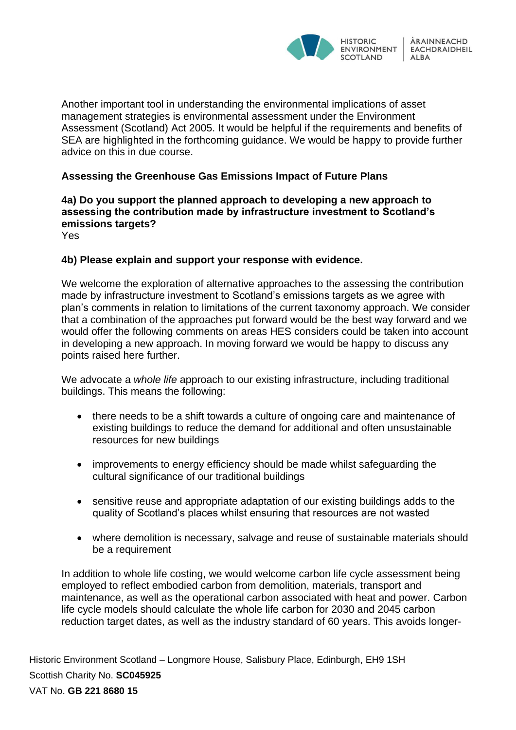Another important tool in understanding the environmental implications of asset management strategies is environmental assessment under the Environment Assessment (Scotland) Act 2005. It would be helpful if the requirements and benefits of SEA are highlighted in the forthcoming guidance. We would be happy to provide further advice on this in due course.

**Assessing the Greenhouse Gas Emissions Impact of Future Plans**

**4a) Do you support the planned approach to developing a new approach to assessing the contribution made by infrastructure investment to Scotland's emissions targets?**
Yes

**4b) Please explain and support your response with evidence.**

We welcome the exploration of alternative approaches to the assessing the contribution made by infrastructure investment to Scotland's emissions targets as we agree with plan's comments in relation to limitations of the current taxonomy approach. We consider that a combination of the approaches put forward would be the best way forward and we would offer the following comments on areas HES considers could be taken into account in developing a new approach. In moving forward we would be happy to discuss any points raised here further.

We advocate a *whole life* approach to our existing infrastructure, including traditional buildings. This means the following:

- there needs to be a shift towards a culture of ongoing care and maintenance of existing buildings to reduce the demand for additional and often unsustainable resources for new buildings
- improvements to energy efficiency should be made whilst safeguarding the cultural significance of our traditional buildings
- sensitive reuse and appropriate adaptation of our existing buildings adds to the quality of Scotland's places whilst ensuring that resources are not wasted
- where demolition is necessary, salvage and reuse of sustainable materials should be a requirement

In addition to whole life costing, we would welcome carbon life cycle assessment being employed to reflect embodied carbon from demolition, materials, transport and maintenance, as well as the operational carbon associated with heat and power. Carbon life cycle models should calculate the whole life carbon for 2030 and 2045 carbon reduction target dates, as well as the industry standard of 60 years. This avoids longer-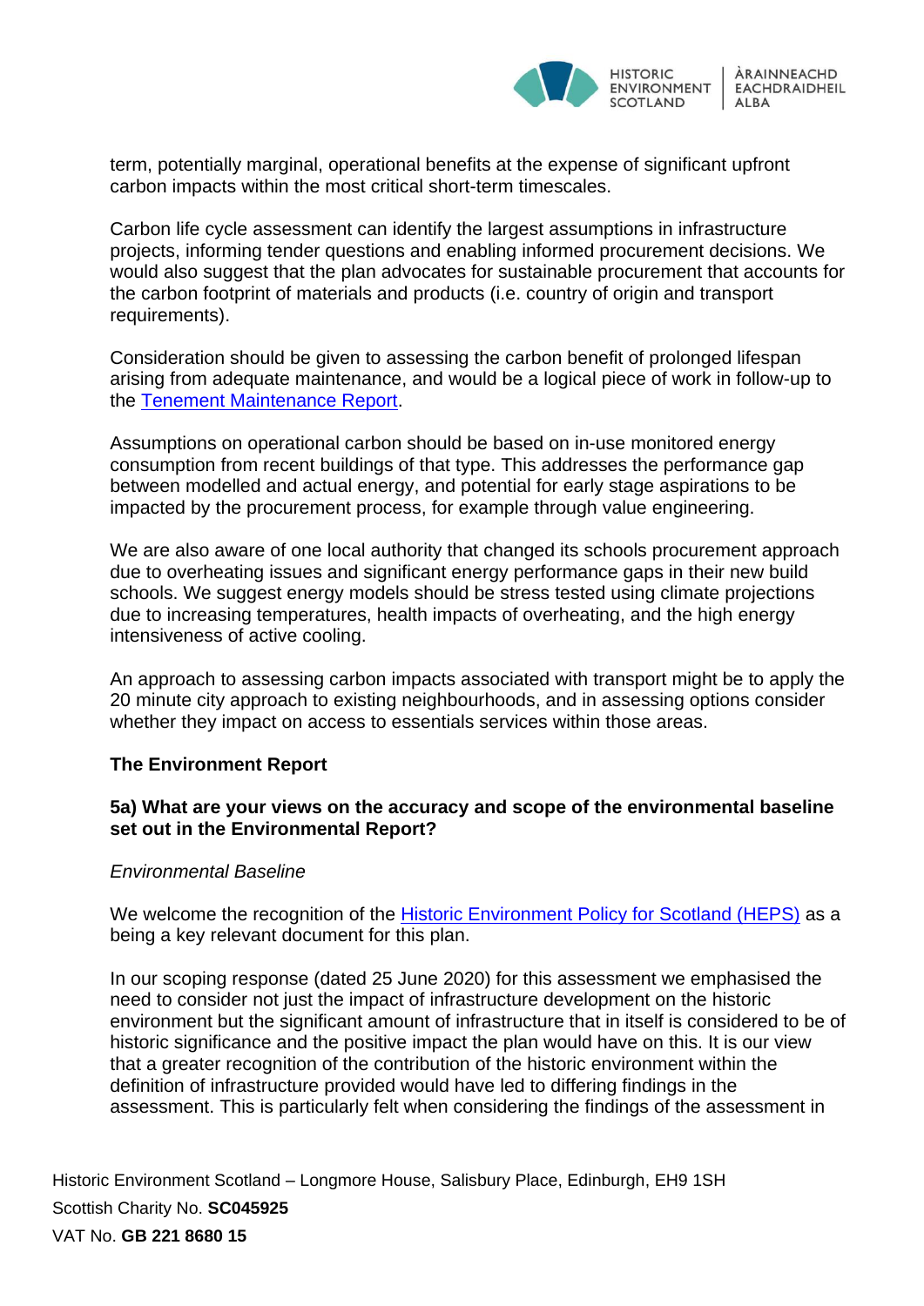term, potentially marginal, operational benefits at the expense of significant upfront carbon impacts within the most critical short-term timescales.

Carbon life cycle assessment can identify the largest assumptions in infrastructure projects, informing tender questions and enabling informed procurement decisions. We would also suggest that the plan advocates for sustainable procurement that accounts for the carbon footprint of materials and products (i.e. country of origin and transport requirements).

Consideration should be given to assessing the carbon benefit of prolonged lifespan arising from adequate maintenance, and would be a logical piece of work in follow-up to the Tenement Maintenance Report.

Assumptions on operational carbon should be based on in-use monitored energy consumption from recent buildings of that type. This addresses the performance gap between modelled and actual energy, and potential for early stage aspirations to be impacted by the procurement process, for example through value engineering.

We are also aware of one local authority that changed its schools procurement approach due to overheating issues and significant energy performance gaps in their new build schools. We suggest energy models should be stress tested using climate projections due to increasing temperatures, health impacts of overheating, and the high energy intensiveness of active cooling.

An approach to assessing carbon impacts associated with transport might be to apply the 20 minute city approach to existing neighbourhoods, and in assessing options consider whether they impact on access to essentials services within those areas.

**The Environment Report**

**5a) What are your views on the accuracy and scope of the environmental baseline set out in the Environmental Report?**

*Environmental Baseline*

We welcome the recognition of the Historic Environment Policy for Scotland (HEPS) as a being a key relevant document for this plan.

In our scoping response (dated 25 June 2020) for this assessment we emphasised the need to consider not just the impact of infrastructure development on the historic environment but the significant amount of infrastructure that in itself is considered to be of historic significance and the positive impact the plan would have on this. It is our view that a greater recognition of the contribution of the historic environment within the definition of infrastructure provided would have led to differing findings in the assessment. This is particularly felt when considering the findings of the assessment in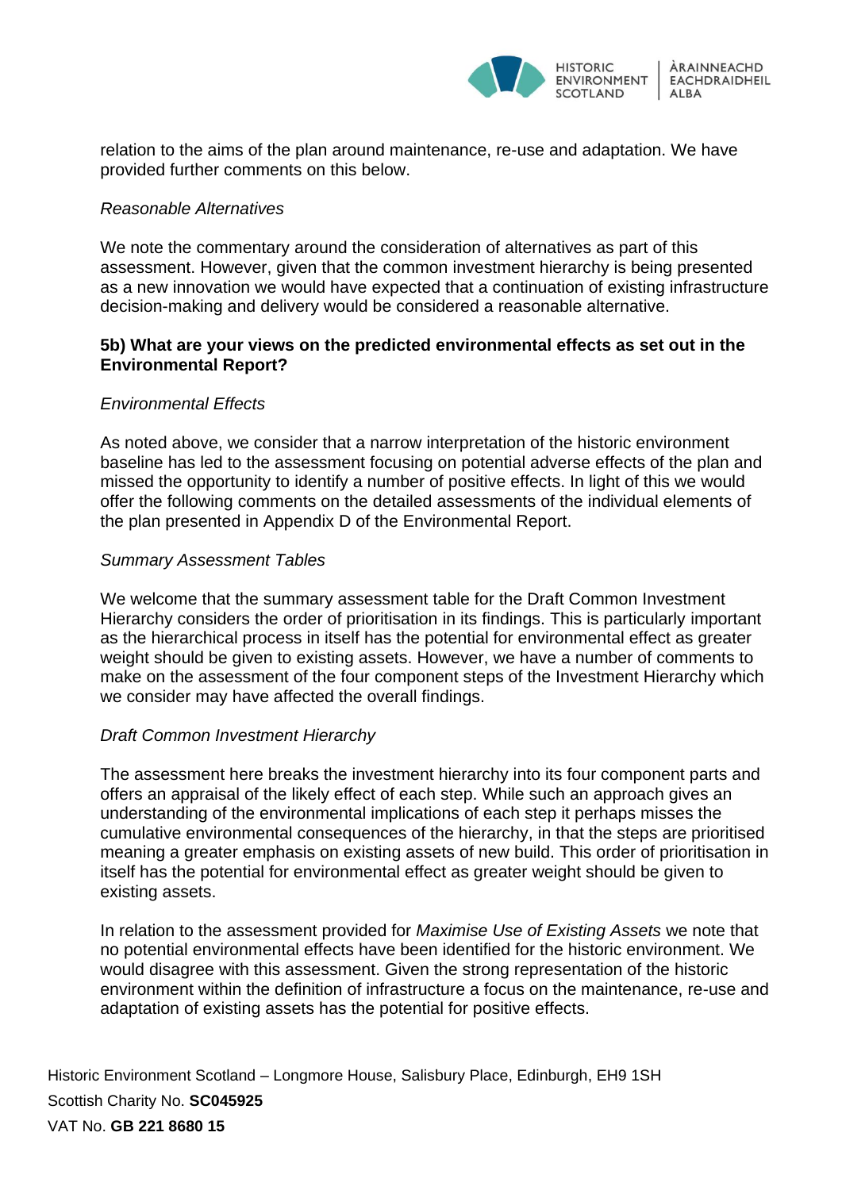relation to the aims of the plan around maintenance, re-use and adaptation. We have provided further comments on this below.

*Reasonable Alternatives*

We note the commentary around the consideration of alternatives as part of this assessment. However, given that the common investment hierarchy is being presented as a new innovation we would have expected that a continuation of existing infrastructure decision-making and delivery would be considered a reasonable alternative.

**5b) What are your views on the predicted environmental effects as set out in the Environmental Report?**

*Environmental Effects*

As noted above, we consider that a narrow interpretation of the historic environment baseline has led to the assessment focusing on potential adverse effects of the plan and missed the opportunity to identify a number of positive effects. In light of this we would offer the following comments on the detailed assessments of the individual elements of the plan presented in Appendix D of the Environmental Report.

*Summary Assessment Tables*

We welcome that the summary assessment table for the Draft Common Investment Hierarchy considers the order of prioritisation in its findings. This is particularly important as the hierarchical process in itself has the potential for environmental effect as greater weight should be given to existing assets. However, we have a number of comments to make on the assessment of the four component steps of the Investment Hierarchy which we consider may have affected the overall findings.

*Draft Common Investment Hierarchy*

The assessment here breaks the investment hierarchy into its four component parts and offers an appraisal of the likely effect of each step. While such an approach gives an understanding of the environmental implications of each step it perhaps misses the cumulative environmental consequences of the hierarchy, in that the steps are prioritised meaning a greater emphasis on existing assets of new build. This order of prioritisation in itself has the potential for environmental effect as greater weight should be given to existing assets.

In relation to the assessment provided for *Maximise Use of Existing Assets* we note that no potential environmental effects have been identified for the historic environment. We would disagree with this assessment. Given the strong representation of the historic environment within the definition of infrastructure a focus on the maintenance, re-use and adaptation of existing assets has the potential for positive effects.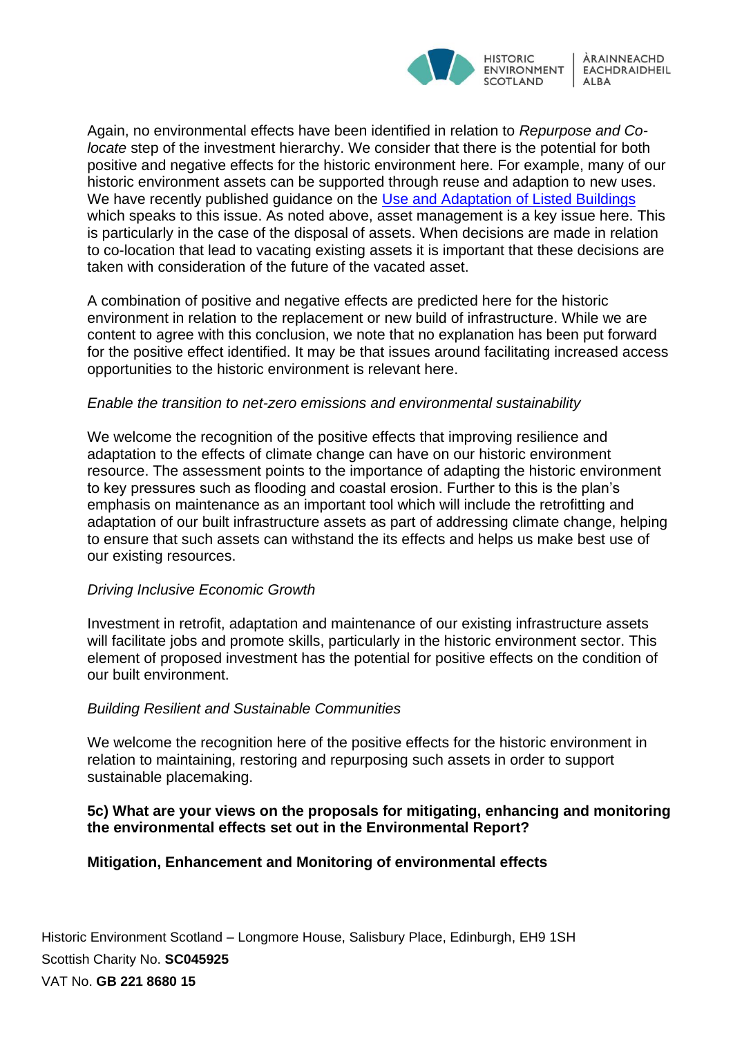Again, no environmental effects have been identified in relation to *Repurpose and Co-locate* step of the investment hierarchy. We consider that there is the potential for both positive and negative effects for the historic environment here. For example, many of our historic environment assets can be supported through reuse and adaption to new uses. We have recently published guidance on the [Use and Adaptation of Listed Buildings] which speaks to this issue. As noted above, asset management is a key issue here. This is particularly in the case of the disposal of assets. When decisions are made in relation to co-location that lead to vacating existing assets it is important that these decisions are taken with consideration of the future of the vacated asset.

A combination of positive and negative effects are predicted here for the historic environment in relation to the replacement or new build of infrastructure. While we are content to agree with this conclusion, we note that no explanation has been put forward for the positive effect identified. It may be that issues around facilitating increased access opportunities to the historic environment is relevant here.

*Enable the transition to net-zero emissions and environmental sustainability*

We welcome the recognition of the positive effects that improving resilience and adaptation to the effects of climate change can have on our historic environment resource. The assessment points to the importance of adapting the historic environment to key pressures such as flooding and coastal erosion. Further to this is the plan's emphasis on maintenance as an important tool which will include the retrofitting and adaptation of our built infrastructure assets as part of addressing climate change, helping to ensure that such assets can withstand the its effects and helps us make best use of our existing resources.

*Driving Inclusive Economic Growth*

Investment in retrofit, adaptation and maintenance of our existing infrastructure assets will facilitate jobs and promote skills, particularly in the historic environment sector. This element of proposed investment has the potential for positive effects on the condition of our built environment.

*Building Resilient and Sustainable Communities*

We welcome the recognition here of the positive effects for the historic environment in relation to maintaining, restoring and repurposing such assets in order to support sustainable placemaking.

**5c) What are your views on the proposals for mitigating, enhancing and monitoring the environmental effects set out in the Environmental Report?**

**Mitigation, Enhancement and Monitoring of environmental effects**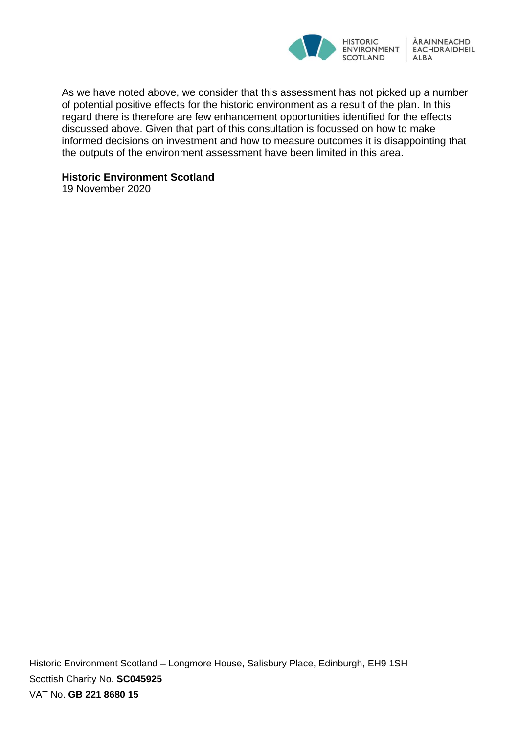As we have noted above, we consider that this assessment has not picked up a number of potential positive effects for the historic environment as a result of the plan. In this regard there is therefore are few enhancement opportunities identified for the effects discussed above. Given that part of this consultation is focussed on how to make informed decisions on investment and how to measure outcomes it is disappointing that the outputs of the environment assessment have been limited in this area.

**Historic Environment Scotland**
19 November 2020